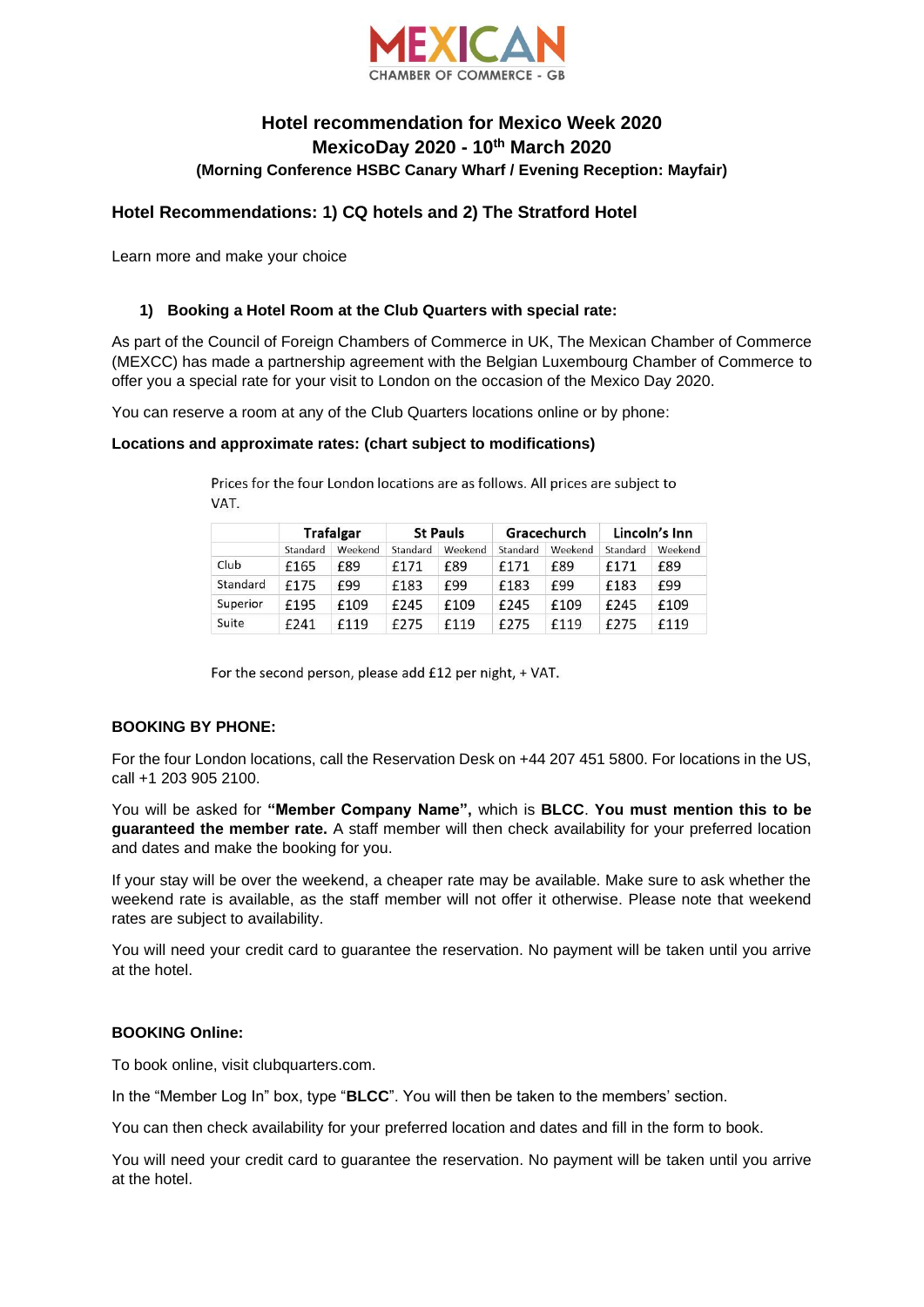# Hotel recommendation for Mexico Week 2020

## MexicoDay 2020 - 10th March 2020

**(Morning Conference HSBC Canary Wharf / Evening Reception: Mayfair)**

## Hotel Recommendations: 1) CQ hotels and 2) The Stratford Hotel

Learn more and make your choice

### 1) Booking a Hotel Room at the Club Quarters with special rate:

As part of the Council of Foreign Chambers of Commerce in UK, The Mexican Chamber of Commerce (MEXCC) has made a partnership agreement with the Belgian Luxembourg Chamber of Commerce to offer you a special rate for your visit to London on the occasion of the Mexico Day 2020.

You can reserve a room at any of the Club Quarters locations online or by phone:

**Locations and approximate rates: (chart subject to modifications)**

Prices for the four London locations are as follows. All prices are subject to VAT.

| | Trafalgar | | St Pauls | | Gracechurch | | Lincoln's Inn | |
|---|---|---|---|---|---|---|---|---|
| | Standard | Weekend | Standard | Weekend | Standard | Weekend | Standard | Weekend |
| Club | £165 | £89 | £171 | £89 | £171 | £89 | £171 | £89 |
| Standard | £175 | £99 | £183 | £99 | £183 | £99 | £183 | £99 |
| Superior | £195 | £109 | £245 | £109 | £245 | £109 | £245 | £109 |
| Suite | £241 | £119 | £275 | £119 | £275 | £119 | £275 | £119 |

For the second person, please add £12 per night, + VAT.

**BOOKING BY PHONE:**

For the four London locations, call the Reservation Desk on +44 207 451 5800. For locations in the US, call +1 203 905 2100.

You will be asked for **"Member Company Name",** which is **BLCC**. **You must mention this to be guaranteed the member rate.** A staff member will then check availability for your preferred location and dates and make the booking for you.

If your stay will be over the weekend, a cheaper rate may be available. Make sure to ask whether the weekend rate is available, as the staff member will not offer it otherwise. Please note that weekend rates are subject to availability.

You will need your credit card to guarantee the reservation. No payment will be taken until you arrive at the hotel.

**BOOKING Online:**

To book online, visit clubquarters.com.

In the "Member Log In" box, type "**BLCC**". You will then be taken to the members' section.

You can then check availability for your preferred location and dates and fill in the form to book.

You will need your credit card to guarantee the reservation. No payment will be taken until you arrive at the hotel.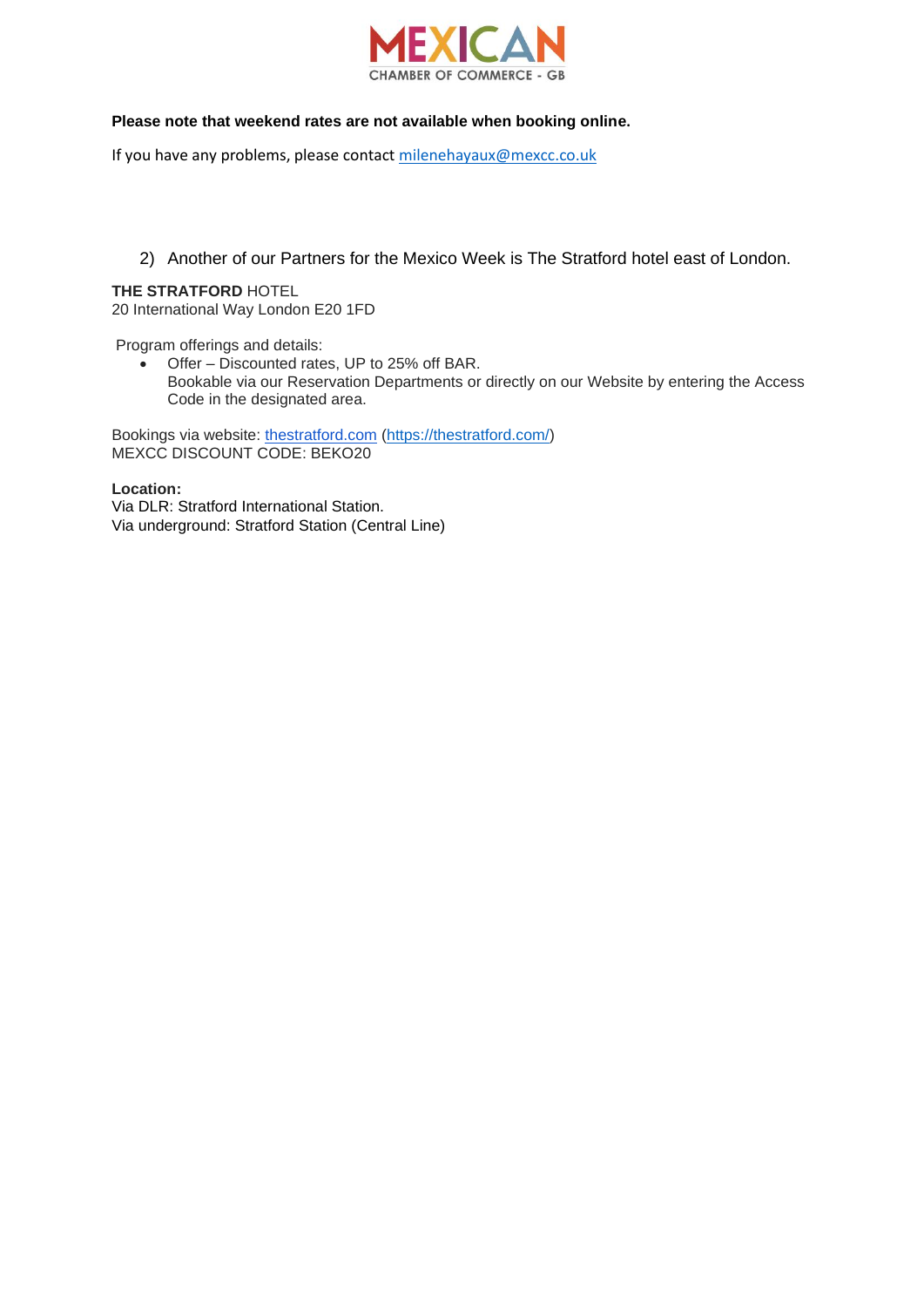**Please note that weekend rates are not available when booking online.**

If you have any problems, please contact milenehayaux@mexcc.co.uk

2) Another of our Partners for the Mexico Week is The Stratford hotel east of London.

**THE STRATFORD** HOTEL
20 International Way London E20 1FD

Program offerings and details:

- Offer – Discounted rates, UP to 25% off BAR.
  Bookable via our Reservation Departments or directly on our Website by entering the Access Code in the designated area.

Bookings via website: thestratford.com (https://thestratford.com/)
MEXCC DISCOUNT CODE: BEKO20

**Location:**
Via DLR: Stratford International Station.
Via underground: Stratford Station (Central Line)